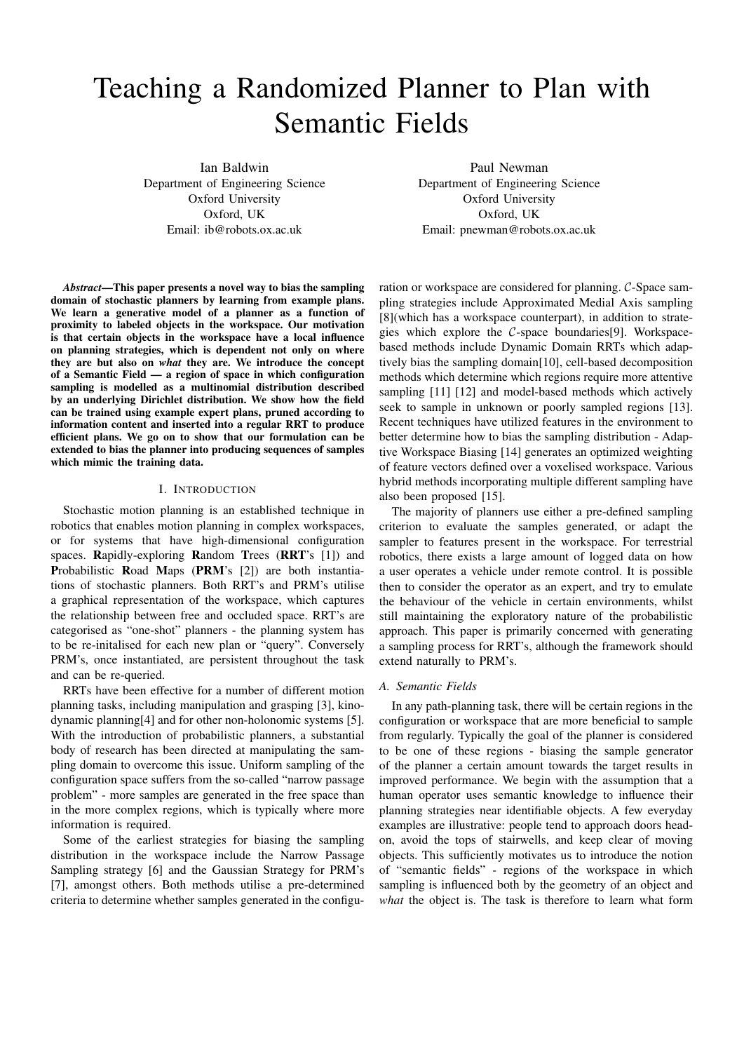# Teaching a Randomized Planner to Plan with Semantic Fields

Ian Baldwin
Department of Engineering Science
Oxford University
Oxford, UK
Email: ib@robots.ox.ac.uk

Paul Newman
Department of Engineering Science
Oxford University
Oxford, UK
Email: pnewman@robots.ox.ac.uk

***Abstract*—This paper presents a novel way to bias the sampling domain of stochastic planners by learning from example plans. We learn a generative model of a planner as a function of proximity to labeled objects in the workspace. Our motivation is that certain objects in the workspace have a local influence on planning strategies, which is dependent not only on where they are but also on *what* they are. We introduce the concept of a Semantic Field — a region of space in which configuration sampling is modelled as a multinomial distribution described by an underlying Dirichlet distribution. We show how the field can be trained using example expert plans, pruned according to information content and inserted into a regular RRT to produce efficient plans. We go on to show that our formulation can be extended to bias the planner into producing sequences of samples which mimic the training data.**

## I. Introduction

Stochastic motion planning is an established technique in robotics that enables motion planning in complex workspaces, or for systems that have high-dimensional configuration spaces. **R**apidly-exploring **R**andom **T**rees (**RRT**'s [1]) and **P**robabilistic **R**oad **M**aps (**PRM**'s [2]) are both instantiations of stochastic planners. Both RRT's and PRM's utilise a graphical representation of the workspace, which captures the relationship between free and occluded space. RRT's are categorised as "one-shot" planners - the planning system has to be re-initalised for each new plan or "query". Conversely PRM's, once instantiated, are persistent throughout the task and can be re-queried.

RRTs have been effective for a number of different motion planning tasks, including manipulation and grasping [3], kinodynamic planning[4] and for other non-holonomic systems [5]. With the introduction of probabilistic planners, a substantial body of research has been directed at manipulating the sampling domain to overcome this issue. Uniform sampling of the configuration space suffers from the so-called "narrow passage problem" - more samples are generated in the free space than in the more complex regions, which is typically where more information is required.

Some of the earliest strategies for biasing the sampling distribution in the workspace include the Narrow Passage Sampling strategy [6] and the Gaussian Strategy for PRM's [7], amongst others. Both methods utilise a pre-determined criteria to determine whether samples generated in the configuration or workspace are considered for planning. $\mathcal{C}$-Space sampling strategies include Approximated Medial Axis sampling [8](which has a workspace counterpart), in addition to strategies which explore the $\mathcal{C}$-space boundaries[9]. Workspace-based methods include Dynamic Domain RRTs which adaptively bias the sampling domain[10], cell-based decomposition methods which determine which regions require more attentive sampling [11] [12] and model-based methods which actively seek to sample in unknown or poorly sampled regions [13]. Recent techniques have utilized features in the environment to better determine how to bias the sampling distribution - Adaptive Workspace Biasing [14] generates an optimized weighting of feature vectors defined over a voxelised workspace. Various hybrid methods incorporating multiple different sampling have also been proposed [15].

The majority of planners use either a pre-defined sampling criterion to evaluate the samples generated, or adapt the sampler to features present in the workspace. For terrestrial robotics, there exists a large amount of logged data on how a user operates a vehicle under remote control. It is possible then to consider the operator as an expert, and try to emulate the behaviour of the vehicle in certain environments, whilst still maintaining the exploratory nature of the probabilistic approach. This paper is primarily concerned with generating a sampling process for RRT's, although the framework should extend naturally to PRM's.

### *A. Semantic Fields*

In any path-planning task, there will be certain regions in the configuration or workspace that are more beneficial to sample from regularly. Typically the goal of the planner is considered to be one of these regions - biasing the sample generator of the planner a certain amount towards the target results in improved performance. We begin with the assumption that a human operator uses semantic knowledge to influence their planning strategies near identifiable objects. A few everyday examples are illustrative: people tend to approach doors head-on, avoid the tops of stairwells, and keep clear of moving objects. This sufficiently motivates us to introduce the notion of "semantic fields" - regions of the workspace in which sampling is influenced both by the geometry of an object and *what* the object is. The task is therefore to learn what form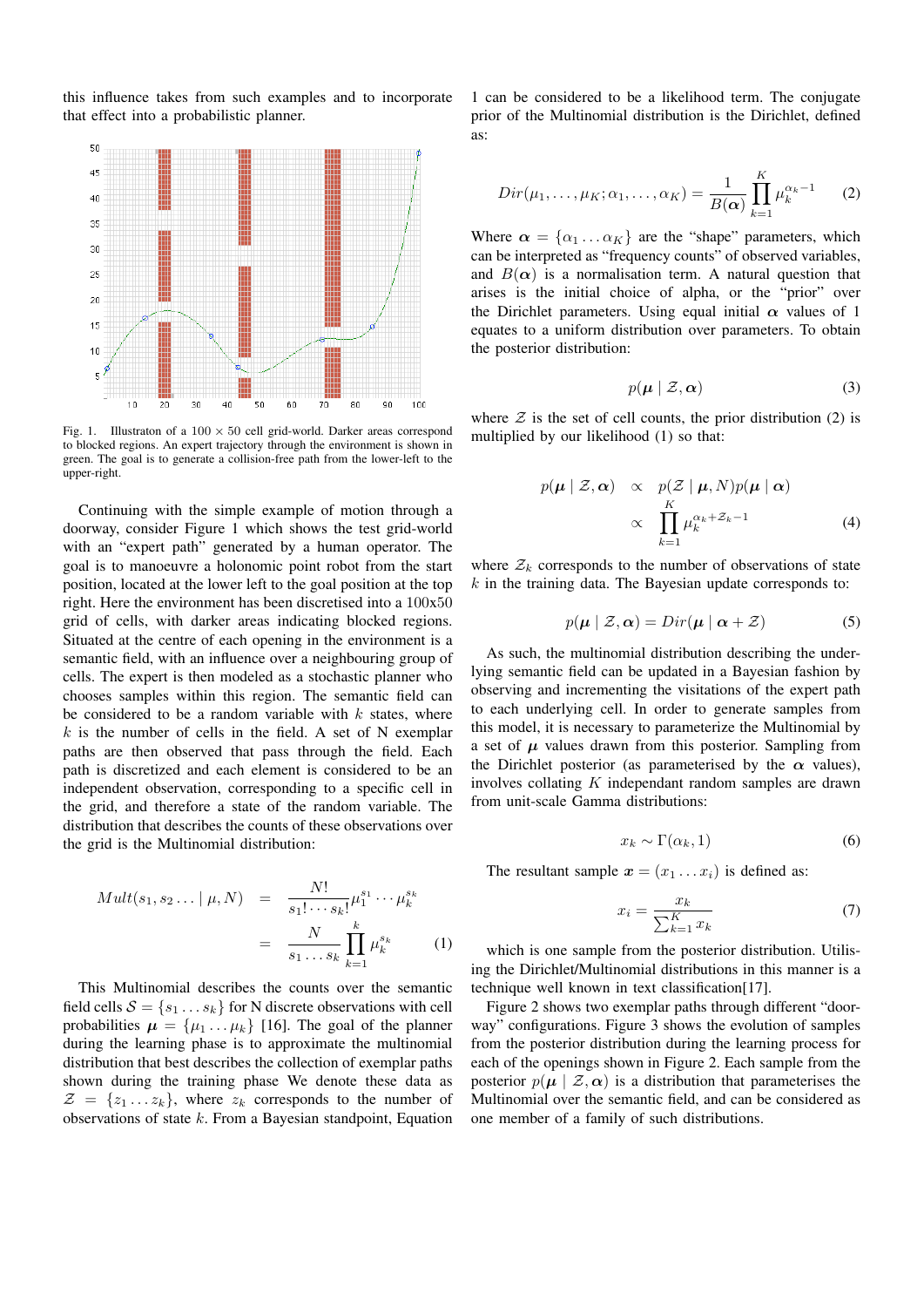this influence takes from such examples and to incorporate that effect into a probabilistic planner.

Fig. 1. Illustraton of a $100 \times 50$ cell grid-world. Darker areas correspond to blocked regions. An expert trajectory through the environment is shown in green. The goal is to generate a collision-free path from the lower-left to the upper-right.

Continuing with the simple example of motion through a doorway, consider Figure 1 which shows the test grid-world with an "expert path" generated by a human operator. The goal is to manoeuvre a holonomic point robot from the start position, located at the lower left to the goal position at the top right. Here the environment has been discretised into a 100x50 grid of cells, with darker areas indicating blocked regions. Situated at the centre of each opening in the environment is a semantic field, with an influence over a neighbouring group of cells. The expert is then modeled as a stochastic planner who chooses samples within this region. The semantic field can be considered to be a random variable with $k$ states, where $k$ is the number of cells in the field. A set of N exemplar paths are then observed that pass through the field. Each path is discretized and each element is considered to be an independent observation, corresponding to a specific cell in the grid, and therefore a state of the random variable. The distribution that describes the counts of these observations over the grid is the Multinomial distribution:

$$
\begin{aligned}
Mult(s_1, s_2 \ldots \mid \mu, N) &= \frac{N!}{s_1! \cdots s_k!} \mu_1^{s_1} \cdots \mu_k^{s_k} \\
&= \frac{N}{s_1 \ldots s_k} \prod_{k=1}^{k} \mu_k^{s_k}
\end{aligned} \tag{1}
$$

This Multinomial describes the counts over the semantic field cells $\mathcal{S} = \{s_1 \ldots s_k\}$ for N discrete observations with cell probabilities $\boldsymbol{\mu} = \{\mu_1 \ldots \mu_k\}$ [16]. The goal of the planner during the learning phase is to approximate the multinomial distribution that best describes the collection of exemplar paths shown during the training phase We denote these data as $\mathcal{Z} = \{z_1 \ldots z_k\}$, where $z_k$ corresponds to the number of observations of state $k$. From a Bayesian standpoint, Equation 1 can be considered to be a likelihood term. The conjugate prior of the Multinomial distribution is the Dirichlet, defined as:

$$
Dir(\mu_1, \ldots, \mu_K; \alpha_1, \ldots, \alpha_K) = \frac{1}{B(\boldsymbol{\alpha})} \prod_{k=1}^{K} \mu_k^{\alpha_k - 1} \tag{2}
$$

Where $\boldsymbol{\alpha} = \{\alpha_1 \ldots \alpha_K\}$ are the "shape" parameters, which can be interpreted as "frequency counts" of observed variables, and $B(\boldsymbol{\alpha})$ is a normalisation term. A natural question that arises is the initial choice of alpha, or the "prior" over the Dirichlet parameters. Using equal initial $\boldsymbol{\alpha}$ values of 1 equates to a uniform distribution over parameters. To obtain the posterior distribution:

$$
p(\boldsymbol{\mu} \mid \mathcal{Z}, \boldsymbol{\alpha}) \tag{3}
$$

where $\mathcal{Z}$ is the set of cell counts, the prior distribution (2) is multiplied by our likelihood (1) so that:

$$
\begin{aligned}
p(\boldsymbol{\mu} \mid \mathcal{Z}, \boldsymbol{\alpha}) &\propto p(\mathcal{Z} \mid \boldsymbol{\mu}, N) p(\boldsymbol{\mu} \mid \boldsymbol{\alpha}) \\
&\propto \prod_{k=1}^{K} \mu_k^{\alpha_k + \mathcal{Z}_k - 1}
\end{aligned} \tag{4}
$$

where $\mathcal{Z}_k$ corresponds to the number of observations of state $k$ in the training data. The Bayesian update corresponds to:

$$
p(\boldsymbol{\mu} \mid \mathcal{Z}, \boldsymbol{\alpha}) = Dir(\boldsymbol{\mu} \mid \boldsymbol{\alpha} + \mathcal{Z}) \tag{5}
$$

As such, the multinomial distribution describing the underlying semantic field can be updated in a Bayesian fashion by observing and incrementing the visitations of the expert path to each underlying cell. In order to generate samples from this model, it is necessary to parameterize the Multinomial by a set of $\boldsymbol{\mu}$ values drawn from this posterior. Sampling from the Dirichlet posterior (as parameterised by the $\boldsymbol{\alpha}$ values), involves collating $K$ independant random samples are drawn from unit-scale Gamma distributions:

$$
x_k \sim \Gamma(\alpha_k, 1) \tag{6}
$$

The resultant sample $\boldsymbol{x} = (x_1 \ldots x_i)$ is defined as:

$$
x_i = \frac{x_k}{\sum_{k=1}^{K} x_k} \tag{7}
$$

which is one sample from the posterior distribution. Utilising the Dirichlet/Multinomial distributions in this manner is a technique well known in text classification[17].

Figure 2 shows two exemplar paths through different "doorway" configurations. Figure 3 shows the evolution of samples from the posterior distribution during the learning process for each of the openings shown in Figure 2. Each sample from the posterior $p(\boldsymbol{\mu} \mid \mathcal{Z}, \boldsymbol{\alpha})$ is a distribution that parameterises the Multinomial over the semantic field, and can be considered as one member of a family of such distributions.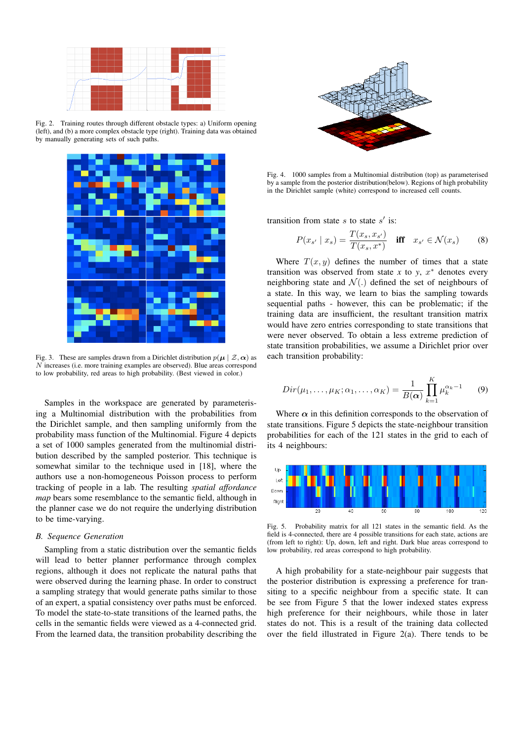Fig. 2. Training routes through different obstacle types: a) Uniform opening (left), and (b) a more complex obstacle type (right). Training data was obtained by manually generating sets of such paths.

Fig. 3. These are samples drawn from a Dirichlet distribution $p(\boldsymbol{\mu} \mid \mathcal{Z}, \boldsymbol{\alpha})$ as $N$ increases (i.e. more training examples are observed). Blue areas correspond to low probability, red areas to high probability. (Best viewed in color.)

Samples in the workspace are generated by parameterising a Multinomial distribution with the probabilities from the Dirichlet sample, and then sampling uniformly from the probability mass function of the Multinomial. Figure 4 depicts a set of 1000 samples generated from the multinomial distribution described by the sampled posterior. This technique is somewhat similar to the technique used in [18], where the authors use a non-homogeneous Poisson process to perform tracking of people in a lab. The resulting *spatial affordance map* bears some resemblance to the semantic field, although in the planner case we do not require the underlying distribution to be time-varying.

### B. Sequence Generation

Sampling from a static distribution over the semantic fields will lead to better planner performance through complex regions, although it does not replicate the natural paths that were observed during the learning phase. In order to construct a sampling strategy that would generate paths similar to those of an expert, a spatial consistency over paths must be enforced. To model the state-to-state transitions of the learned paths, the cells in the semantic fields were viewed as a 4-connected grid. From the learned data, the transition probability describing the transition from state $s$ to state $s'$ is:

$$P(x_{s'} \mid x_s) = \frac{T(x_s, x_{s'})}{T(x_s, x^*)} \quad \textbf{iff} \quad x_{s'} \in \mathcal{N}(x_s) \tag{8}$$

Where $T(x, y)$ defines the number of times that a state transition was observed from state $x$ to $y$, $x^*$ denotes every neighboring state and $\mathcal{N}(.)$ defined the set of neighbours of a state. In this way, we learn to bias the sampling towards sequential paths - however, this can be problematic; if the training data are insufficient, the resultant transition matrix would have zero entries corresponding to state transitions that were never observed. To obtain a less extreme prediction of state transition probabilities, we assume a Dirichlet prior over each transition probability:

$$Dir(\mu_1, \ldots, \mu_K; \alpha_1, \ldots, \alpha_K) = \frac{1}{B(\boldsymbol{\alpha})} \prod_{k=1}^{K} \mu_k^{\alpha_k - 1} \tag{9}$$

Where $\boldsymbol{\alpha}$ in this definition corresponds to the observation of state transitions. Figure 5 depicts the state-neighbour transition probabilities for each of the 121 states in the grid to each of its 4 neighbours:

Fig. 4. 1000 samples from a Multinomial distribution (top) as parameterised by a sample from the posterior distribution(below). Regions of high probability in the Dirichlet sample (white) correspond to increased cell counts.

Fig. 5. Probability matrix for all 121 states in the semantic field. As the field is 4-connected, there are 4 possible transitions for each state, actions are (from left to right): Up, down, left and right. Dark blue areas correspond to low probability, red areas correspond to high probability.

A high probability for a state-neighbour pair suggests that the posterior distribution is expressing a preference for transiting to a specific neighbour from a specific state. It can be see from Figure 5 that the lower indexed states express high preference for their neighbours, while those in later states do not. This is a result of the training data collected over the field illustrated in Figure 2(a). There tends to be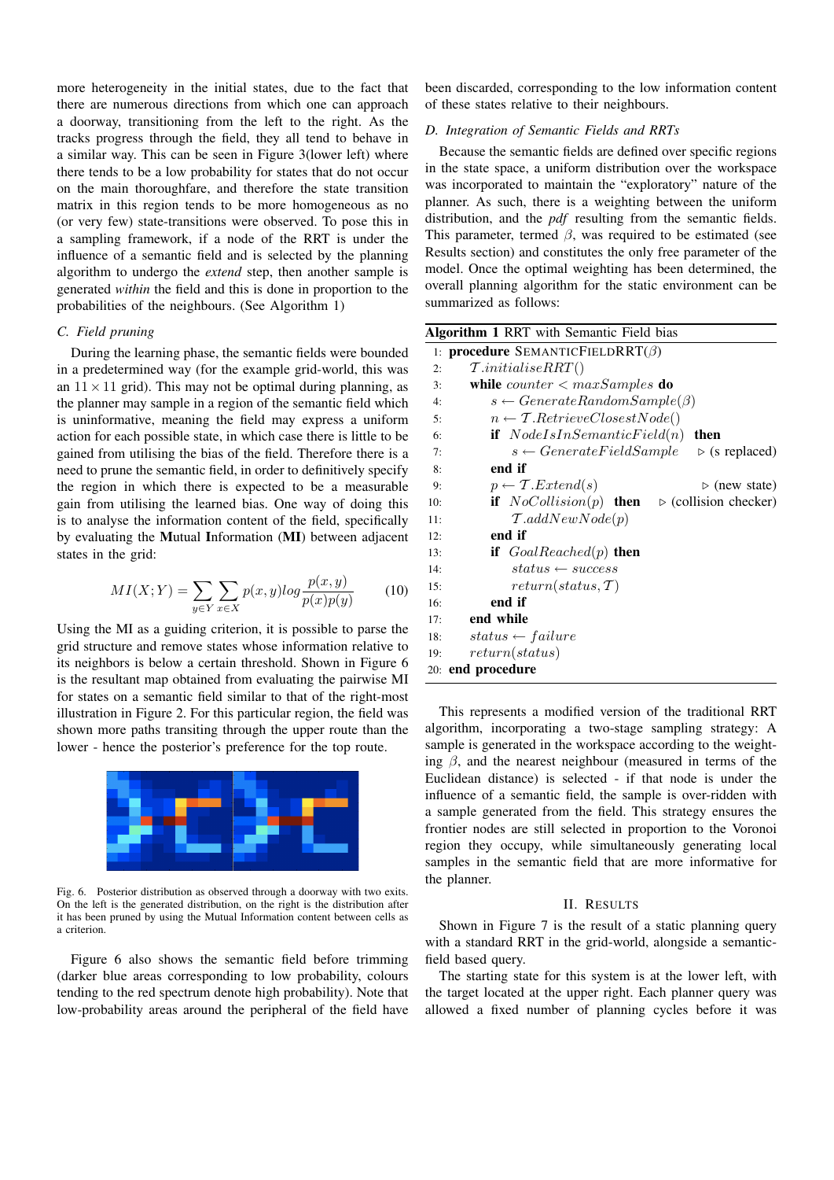more heterogeneity in the initial states, due to the fact that there are numerous directions from which one can approach a doorway, transitioning from the left to the right. As the tracks progress through the field, they all tend to behave in a similar way. This can be seen in Figure 3(lower left) where there tends to be a low probability for states that do not occur on the main thoroughfare, and therefore the state transition matrix in this region tends to be more homogeneous as no (or very few) state-transitions were observed. To pose this in a sampling framework, if a node of the RRT is under the influence of a semantic field and is selected by the planning algorithm to undergo the *extend* step, then another sample is generated *within* the field and this is done in proportion to the probabilities of the neighbours. (See Algorithm 1)

### C. Field pruning

During the learning phase, the semantic fields were bounded in a predetermined way (for the example grid-world, this was an $11 \times 11$ grid). This may not be optimal during planning, as the planner may sample in a region of the semantic field which is uninformative, meaning the field may express a uniform action for each possible state, in which case there is little to be gained from utilising the bias of the field. Therefore there is a need to prune the semantic field, in order to definitively specify the region in which there is expected to be a measurable gain from utilising the learned bias. One way of doing this is to analyse the information content of the field, specifically by evaluating the **M**utual **I**nformation (**MI**) between adjacent states in the grid:

$$MI(X;Y) = \sum_{y \in Y} \sum_{x \in X} p(x,y) log \frac{p(x,y)}{p(x)p(y)} \tag{10}$$

Using the MI as a guiding criterion, it is possible to parse the grid structure and remove states whose information relative to its neighbors is below a certain threshold. Shown in Figure 6 is the resultant map obtained from evaluating the pairwise MI for states on a semantic field similar to that of the right-most illustration in Figure 2. For this particular region, the field was shown more paths transiting through the upper route than the lower - hence the posterior's preference for the top route.

Fig. 6. Posterior distribution as observed through a doorway with two exits. On the left is the generated distribution, on the right is the distribution after it has been pruned by using the Mutual Information content between cells as a criterion.

Figure 6 also shows the semantic field before trimming (darker blue areas corresponding to low probability, colours tending to the red spectrum denote high probability). Note that low-probability areas around the peripheral of the field have been discarded, corresponding to the low information content of these states relative to their neighbours.

### D. Integration of Semantic Fields and RRTs

Because the semantic fields are defined over specific regions in the state space, a uniform distribution over the workspace was incorporated to maintain the "exploratory" nature of the planner. As such, there is a weighting between the uniform distribution, and the *pdf* resulting from the semantic fields. This parameter, termed $\beta$, was required to be estimated (see Results section) and constitutes the only free parameter of the model. Once the optimal weighting has been determined, the overall planning algorithm for the static environment can be summarized as follows:

**Algorithm 1** RRT with Semantic Field bias

```
1:  procedure SEMANTICFIELDRRT(β)
2:      T.initialiseRRT()
3:      while counter < maxSamples do
4:          s ← GenerateRandomSample(β)
5:          n ← T.RetrieveClostestNode()
6:          if NodeIsInSemanticField(n) then
7:              s ← GenerateFieldSample              ▷ (s replaced)
8:          end if
9:          p ← T.Extend(s)                          ▷ (new state)
10:         if NoCollision(p) then                   ▷ (collision checker)
11:             T.addNewNode(p)
12:         end if
13:         if GoalReached(p) then
14:             status ← success
15:             return(status, T)
16:         end if
17:     end while
18:     status ← failure
19:     return(status)
20: end procedure
```

This represents a modified version of the traditional RRT algorithm, incorporating a two-stage sampling strategy: A sample is generated in the workspace according to the weighting $\beta$, and the nearest neighbour (measured in terms of the Euclidean distance) is selected - if that node is under the influence of a semantic field, the sample is over-ridden with a sample generated from the field. This strategy ensures the frontier nodes are still selected in proportion to the Voronoi region they occupy, while simultaneously generating local samples in the semantic field that are more informative for the planner.

## II. Results

Shown in Figure 7 is the result of a static planning query with a standard RRT in the grid-world, alongside a semantic-field based query.

The starting state for this system is at the lower left, with the target located at the upper right. Each planner query was allowed a fixed number of planning cycles before it was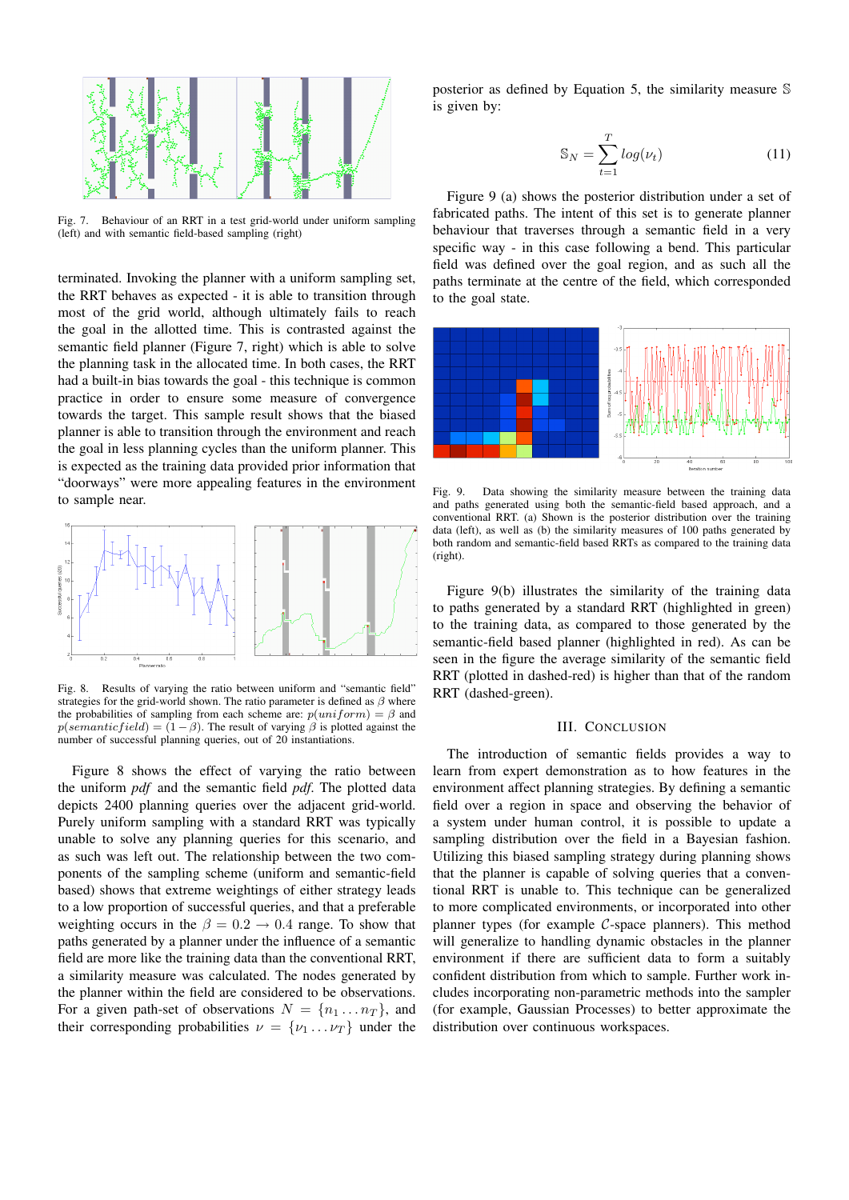Fig. 7. Behaviour of an RRT in a test grid-world under uniform sampling (left) and with semantic field-based sampling (right)

terminated. Invoking the planner with a uniform sampling set, the RRT behaves as expected - it is able to transition through most of the grid world, although ultimately fails to reach the goal in the allotted time. This is contrasted against the semantic field planner (Figure 7, right) which is able to solve the planning task in the allocated time. In both cases, the RRT had a built-in bias towards the goal - this technique is common practice in order to ensure some measure of convergence towards the target. This sample result shows that the biased planner is able to transition through the environment and reach the goal in less planning cycles than the uniform planner. This is expected as the training data provided prior information that "doorways" were more appealing features in the environment to sample near.

Fig. 8. Results of varying the ratio between uniform and "semantic field" strategies for the grid-world shown. The ratio parameter is defined as $\beta$ where the probabilities of sampling from each scheme are: $p(uniform) = \beta$ and $p(semanticfield) = (1 - \beta)$. The result of varying $\beta$ is plotted against the number of successful planning queries, out of 20 instantiations.

Figure 8 shows the effect of varying the ratio between the uniform *pdf* and the semantic field *pdf*. The plotted data depicts 2400 planning queries over the adjacent grid-world. Purely uniform sampling with a standard RRT was typically unable to solve any planning queries for this scenario, and as such was left out. The relationship between the two components of the sampling scheme (uniform and semantic-field based) shows that extreme weightings of either strategy leads to a low proportion of successful queries, and that a preferable weighting occurs in the $\beta = 0.2 \rightarrow 0.4$ range. To show that paths generated by a planner under the influence of a semantic field are more like the training data than the conventional RRT, a similarity measure was calculated. The nodes generated by the planner within the field are considered to be observations. For a given path-set of observations $N = \{n_1 \ldots n_T\}$, and their corresponding probabilities $\nu = \{\nu_1 \ldots \nu_T\}$ under the posterior as defined by Equation 5, the similarity measure $\mathbb{S}$ is given by:

$$\mathbb{S}_N = \sum_{t=1}^{T} log(\nu_t) \tag{11}$$

Figure 9 (a) shows the posterior distribution under a set of fabricated paths. The intent of this set is to generate planner behaviour that traverses through a semantic field in a very specific way - in this case following a bend. This particular field was defined over the goal region, and as such all the paths terminate at the centre of the field, which corresponded to the goal state.

Fig. 9. Data showing the similarity measure between the training data and paths generated using both the semantic-field based approach, and a conventional RRT. (a) Shown is the posterior distribution over the training data (left), as well as (b) the similarity measures of 100 paths generated by both random and semantic-field based RRTs as compared to the training data (right).

Figure 9(b) illustrates the similarity of the training data to paths generated by a standard RRT (highlighted in green) to the training data, as compared to those generated by the semantic-field based planner (highlighted in red). As can be seen in the figure the average similarity of the semantic field RRT (plotted in dashed-red) is higher than that of the random RRT (dashed-green).

## III. Conclusion

The introduction of semantic fields provides a way to learn from expert demonstration as to how features in the environment affect planning strategies. By defining a semantic field over a region in space and observing the behavior of a system under human control, it is possible to update a sampling distribution over the field in a Bayesian fashion. Utilizing this biased sampling strategy during planning shows that the planner is capable of solving queries that a conventional RRT is unable to. This technique can be generalized to more complicated environments, or incorporated into other planner types (for example $\mathcal{C}$-space planners). This method will generalize to handling dynamic obstacles in the planner environment if there are sufficient data to form a suitably confident distribution from which to sample. Further work includes incorporating non-parametric methods into the sampler (for example, Gaussian Processes) to better approximate the distribution over continuous workspaces.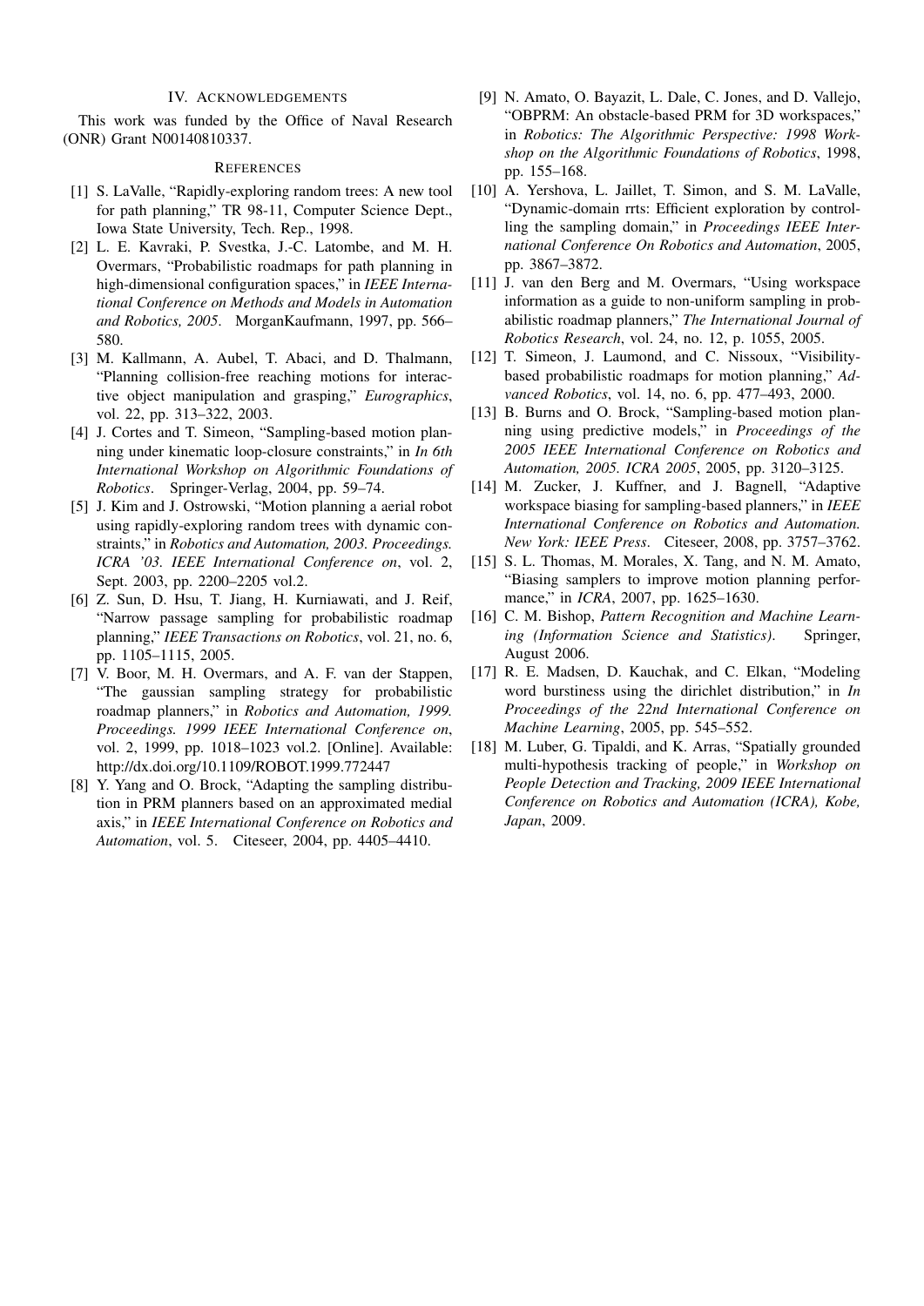## IV. Acknowledgements

This work was funded by the Office of Naval Research (ONR) Grant N00140810337.

## References

[1] S. LaValle, "Rapidly-exploring random trees: A new tool for path planning," TR 98-11, Computer Science Dept., Iowa State University, Tech. Rep., 1998.

[2] L. E. Kavraki, P. Svestka, J.-C. Latombe, and M. H. Overmars, "Probabilistic roadmaps for path planning in high-dimensional configuration spaces," in *IEEE International Conference on Methods and Models in Automation and Robotics, 2005*. MorganKaufmann, 1997, pp. 566–580.

[3] M. Kallmann, A. Aubel, T. Abaci, and D. Thalmann, "Planning collision-free reaching motions for interactive object manipulation and grasping," *Eurographics*, vol. 22, pp. 313–322, 2003.

[4] J. Cortes and T. Simeon, "Sampling-based motion planning under kinematic loop-closure constraints," in *In 6th International Workshop on Algorithmic Foundations of Robotics*. Springer-Verlag, 2004, pp. 59–74.

[5] J. Kim and J. Ostrowski, "Motion planning a aerial robot using rapidly-exploring random trees with dynamic constraints," in *Robotics and Automation, 2003. Proceedings. ICRA '03. IEEE International Conference on*, vol. 2, Sept. 2003, pp. 2200–2205 vol.2.

[6] Z. Sun, D. Hsu, T. Jiang, H. Kurniawati, and J. Reif, "Narrow passage sampling for probabilistic roadmap planning," *IEEE Transactions on Robotics*, vol. 21, no. 6, pp. 1105–1115, 2005.

[7] V. Boor, M. H. Overmars, and A. F. van der Stappen, "The gaussian sampling strategy for probabilistic roadmap planners," in *Robotics and Automation, 1999. Proceedings. 1999 IEEE International Conference on*, vol. 2, 1999, pp. 1018–1023 vol.2. [Online]. Available: http://dx.doi.org/10.1109/ROBOT.1999.772447

[8] Y. Yang and O. Brock, "Adapting the sampling distribution in PRM planners based on an approximated medial axis," in *IEEE International Conference on Robotics and Automation*, vol. 5. Citeseer, 2004, pp. 4405–4410.

[9] N. Amato, O. Bayazit, L. Dale, C. Jones, and D. Vallejo, "OBPRM: An obstacle-based PRM for 3D workspaces," in *Robotics: The Algorithmic Perspective: 1998 Workshop on the Algorithmic Foundations of Robotics*, 1998, pp. 155–168.

[10] A. Yershova, L. Jaillet, T. Simon, and S. M. LaValle, "Dynamic-domain rrts: Efficient exploration by controlling the sampling domain," in *Proceedings IEEE International Conference On Robotics and Automation*, 2005, pp. 3867–3872.

[11] J. van den Berg and M. Overmars, "Using workspace information as a guide to non-uniform sampling in probabilistic roadmap planners," *The International Journal of Robotics Research*, vol. 24, no. 12, p. 1055, 2005.

[12] T. Simeon, J. Laumond, and C. Nissoux, "Visibility-based probabilistic roadmaps for motion planning," *Advanced Robotics*, vol. 14, no. 6, pp. 477–493, 2000.

[13] B. Burns and O. Brock, "Sampling-based motion planning using predictive models," in *Proceedings of the 2005 IEEE International Conference on Robotics and Automation, 2005. ICRA 2005*, 2005, pp. 3120–3125.

[14] M. Zucker, J. Kuffner, and J. Bagnell, "Adaptive workspace biasing for sampling-based planners," in *IEEE International Conference on Robotics and Automation. New York: IEEE Press*. Citeseer, 2008, pp. 3757–3762.

[15] S. L. Thomas, M. Morales, X. Tang, and N. M. Amato, "Biasing samplers to improve motion planning performance," in *ICRA*, 2007, pp. 1625–1630.

[16] C. M. Bishop, *Pattern Recognition and Machine Learning (Information Science and Statistics)*. Springer, August 2006.

[17] R. E. Madsen, D. Kauchak, and C. Elkan, "Modeling word burstiness using the dirichlet distribution," in *In Proceedings of the 22nd International Conference on Machine Learning*, 2005, pp. 545–552.

[18] M. Luber, G. Tipaldi, and K. Arras, "Spatially grounded multi-hypothesis tracking of people," in *Workshop on People Detection and Tracking, 2009 IEEE International Conference on Robotics and Automation (ICRA), Kobe, Japan*, 2009.